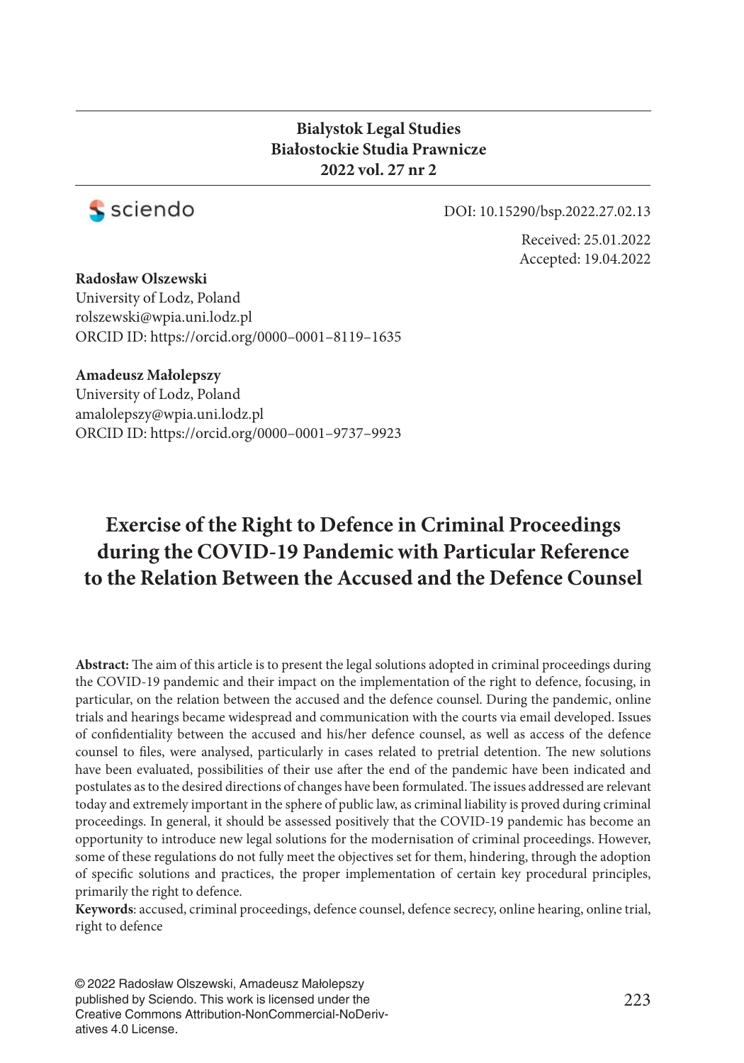**Bialystok Legal Studies**
**Białostockie Studia Prawnicze**
**2022 vol. 27 nr 2**

DOI: 10.15290/bsp.2022.27.02.13

Received: 25.01.2022
Accepted: 19.04.2022

**Radosław Olszewski**
University of Lodz, Poland
rolszewski@wpia.uni.lodz.pl
ORCID ID: https://orcid.org/0000–0001–8119–1635

**Amadeusz Małolepszy**
University of Lodz, Poland
amalolepszy@wpia.uni.lodz.pl
ORCID ID: https://orcid.org/0000–0001–9737–9923

# Exercise of the Right to Defence in Criminal Proceedings during the COVID-19 Pandemic with Particular Reference to the Relation Between the Accused and the Defence Counsel

**Abstract:** The aim of this article is to present the legal solutions adopted in criminal proceedings during the COVID-19 pandemic and their impact on the implementation of the right to defence, focusing, in particular, on the relation between the accused and the defence counsel. During the pandemic, online trials and hearings became widespread and communication with the courts via email developed. Issues of confidentiality between the accused and his/her defence counsel, as well as access of the defence counsel to files, were analysed, particularly in cases related to pretrial detention. The new solutions have been evaluated, possibilities of their use after the end of the pandemic have been indicated and postulates as to the desired directions of changes have been formulated. The issues addressed are relevant today and extremely important in the sphere of public law, as criminal liability is proved during criminal proceedings. In general, it should be assessed positively that the COVID-19 pandemic has become an opportunity to introduce new legal solutions for the modernisation of criminal proceedings. However, some of these regulations do not fully meet the objectives set for them, hindering, through the adoption of specific solutions and practices, the proper implementation of certain key procedural principles, primarily the right to defence.

**Keywords**: accused, criminal proceedings, defence counsel, defence secrecy, online hearing, online trial, right to defence

© 2022 Radosław Olszewski, Amadeusz Małolepszy published by Sciendo. This work is licensed under the Creative Commons Attribution-NonCommercial-NoDerivatives 4.0 License.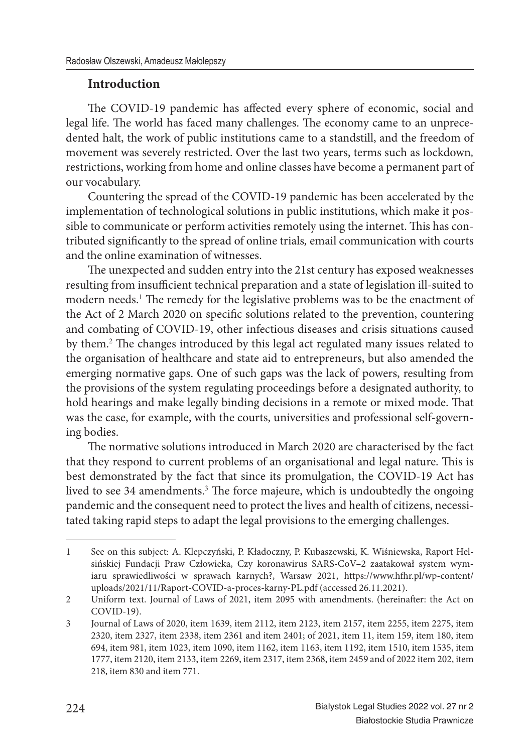## Introduction

The COVID-19 pandemic has affected every sphere of economic, social and legal life. The world has faced many challenges. The economy came to an unprecedented halt, the work of public institutions came to a standstill, and the freedom of movement was severely restricted. Over the last two years, terms such as lockdown*,* restrictions, working from home and online classes have become a permanent part of our vocabulary.

Countering the spread of the COVID-19 pandemic has been accelerated by the implementation of technological solutions in public institutions, which make it possible to communicate or perform activities remotely using the internet. This has contributed significantly to the spread of online trials*,* email communication with courts and the online examination of witnesses.

The unexpected and sudden entry into the 21st century has exposed weaknesses resulting from insufficient technical preparation and a state of legislation ill-suited to modern needs.[1] The remedy for the legislative problems was to be the enactment of the Act of 2 March 2020 on specific solutions related to the prevention, countering and combating of COVID-19, other infectious diseases and crisis situations caused by them.[2] The changes introduced by this legal act regulated many issues related to the organisation of healthcare and state aid to entrepreneurs, but also amended the emerging normative gaps. One of such gaps was the lack of powers, resulting from the provisions of the system regulating proceedings before a designated authority, to hold hearings and make legally binding decisions in a remote or mixed mode. That was the case, for example, with the courts, universities and professional self-governing bodies.

The normative solutions introduced in March 2020 are characterised by the fact that they respond to current problems of an organisational and legal nature. This is best demonstrated by the fact that since its promulgation, the COVID-19 Act has lived to see 34 amendments.[3] The force majeure, which is undoubtedly the ongoing pandemic and the consequent need to protect the lives and health of citizens, necessitated taking rapid steps to adapt the legal provisions to the emerging challenges.

---

1 See on this subject: A. Klepczyński, P. Kładoczny, P. Kubaszewski, K. Wiśniewska, Raport Helsińskiej Fundacji Praw Człowieka, Czy koronawirus SARS-CoV–2 zaatakował system wymiaru sprawiedliwości w sprawach karnych?, Warsaw 2021, https://www.hfhr.pl/wp-content/uploads/2021/11/Raport-COVID-a-proces-karny-PL.pdf (accessed 26.11.2021).

2 Uniform text. Journal of Laws of 2021, item 2095 with amendments. (hereinafter: the Act on COVID-19).

3 Journal of Laws of 2020, item 1639, item 2112, item 2123, item 2157, item 2255, item 2275, item 2320, item 2327, item 2338, item 2361 and item 2401; of 2021, item 11, item 159, item 180, item 694, item 981, item 1023, item 1090, item 1162, item 1163, item 1192, item 1510, item 1535, item 1777, item 2120, item 2133, item 2269, item 2317, item 2368, item 2459 and of 2022 item 202, item 218, item 830 and item 771.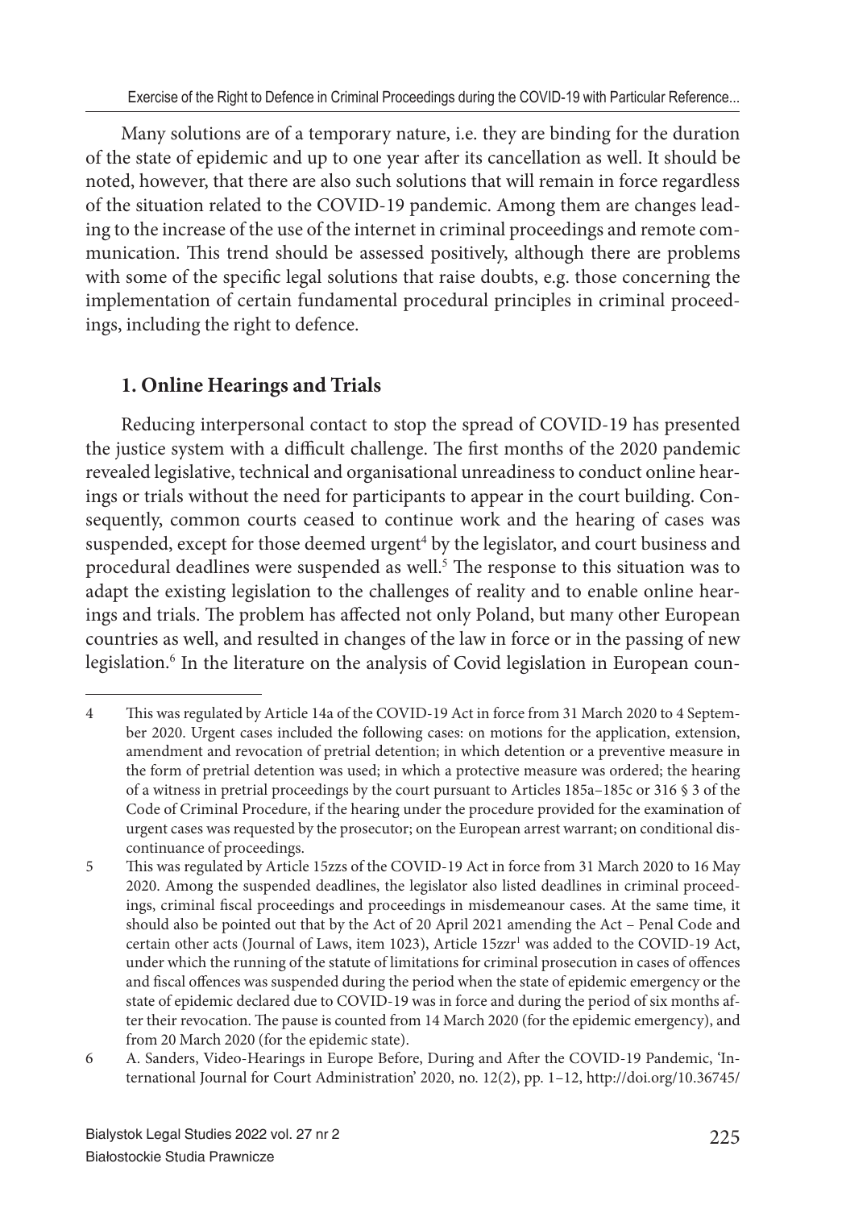Many solutions are of a temporary nature, i.e. they are binding for the duration of the state of epidemic and up to one year after its cancellation as well. It should be noted, however, that there are also such solutions that will remain in force regardless of the situation related to the COVID-19 pandemic. Among them are changes leading to the increase of the use of the internet in criminal proceedings and remote communication. This trend should be assessed positively, although there are problems with some of the specific legal solutions that raise doubts, e.g. those concerning the implementation of certain fundamental procedural principles in criminal proceedings, including the right to defence.

## 1. Online Hearings and Trials

Reducing interpersonal contact to stop the spread of COVID-19 has presented the justice system with a difficult challenge. The first months of the 2020 pandemic revealed legislative, technical and organisational unreadiness to conduct online hearings or trials without the need for participants to appear in the court building. Consequently, common courts ceased to continue work and the hearing of cases was suspended, except for those deemed urgent[4] by the legislator, and court business and procedural deadlines were suspended as well.[5] The response to this situation was to adapt the existing legislation to the challenges of reality and to enable online hearings and trials. The problem has affected not only Poland, but many other European countries as well, and resulted in changes of the law in force or in the passing of new legislation.[6] In the literature on the analysis of Covid legislation in European coun-

---

4 This was regulated by Article 14a of the COVID-19 Act in force from 31 March 2020 to 4 September 2020. Urgent cases included the following cases: on motions for the application, extension, amendment and revocation of pretrial detention; in which detention or a preventive measure in the form of pretrial detention was used; in which a protective measure was ordered; the hearing of a witness in pretrial proceedings by the court pursuant to Articles 185a–185c or 316 § 3 of the Code of Criminal Procedure, if the hearing under the procedure provided for the examination of urgent cases was requested by the prosecutor; on the European arrest warrant; on conditional discontinuance of proceedings.

5 This was regulated by Article 15zzs of the COVID-19 Act in force from 31 March 2020 to 16 May 2020. Among the suspended deadlines, the legislator also listed deadlines in criminal proceedings, criminal fiscal proceedings and proceedings in misdemeanour cases. At the same time, it should also be pointed out that by the Act of 20 April 2021 amending the Act – Penal Code and certain other acts (Journal of Laws, item 1023), Article 15zzr[1] was added to the COVID-19 Act, under which the running of the statute of limitations for criminal prosecution in cases of offences and fiscal offences was suspended during the period when the state of epidemic emergency or the state of epidemic declared due to COVID-19 was in force and during the period of six months after their revocation. The pause is counted from 14 March 2020 (for the epidemic emergency), and from 20 March 2020 (for the epidemic state).

6 A. Sanders, Video-Hearings in Europe Before, During and After the COVID-19 Pandemic, 'International Journal for Court Administration' 2020, no. 12(2), pp. 1–12, http://doi.org/10.36745/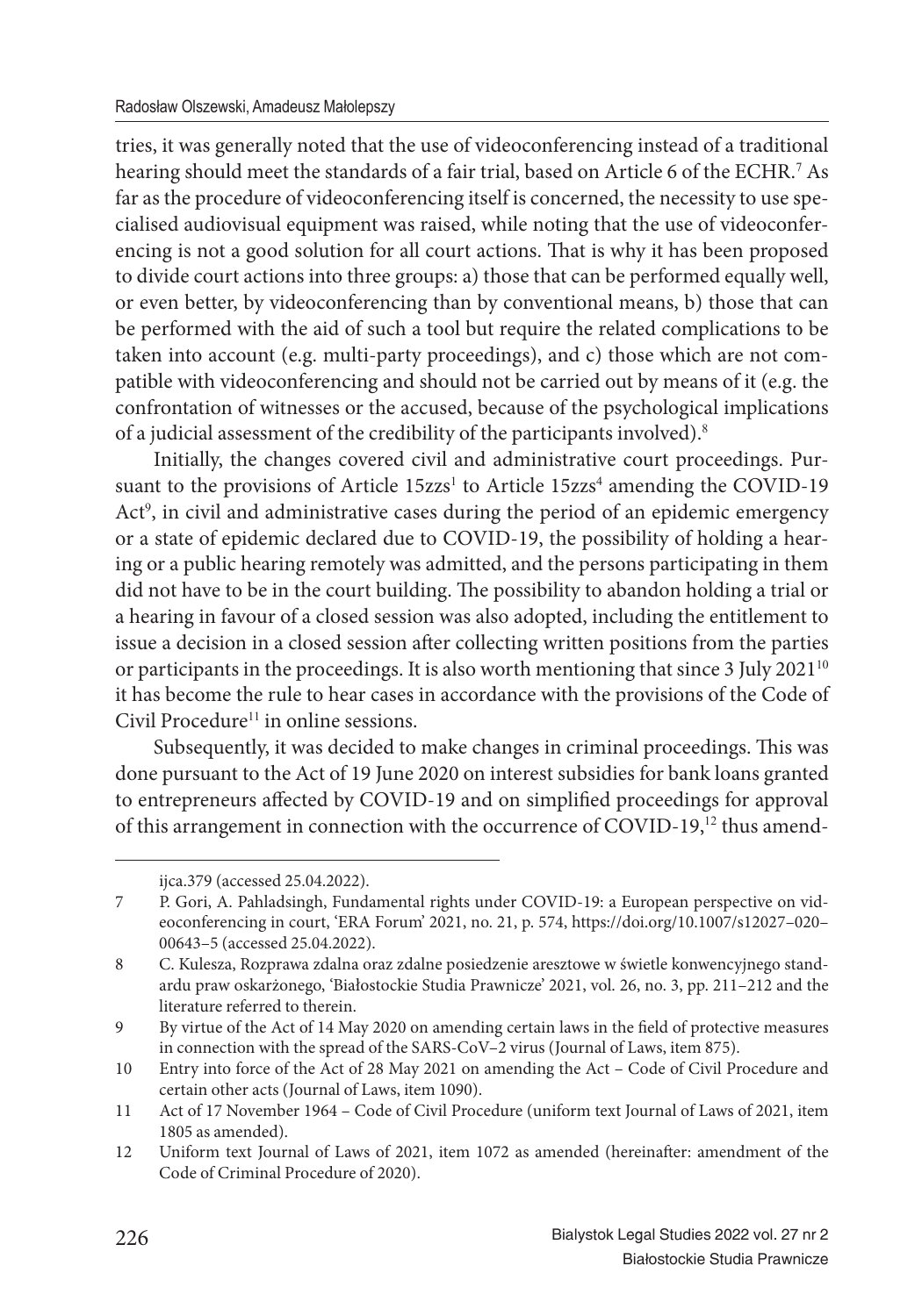tries, it was generally noted that the use of videoconferencing instead of a traditional hearing should meet the standards of a fair trial, based on Article 6 of the ECHR.[7] As far as the procedure of videoconferencing itself is concerned, the necessity to use specialised audiovisual equipment was raised, while noting that the use of videoconferencing is not a good solution for all court actions. That is why it has been proposed to divide court actions into three groups: a) those that can be performed equally well, or even better, by videoconferencing than by conventional means, b) those that can be performed with the aid of such a tool but require the related complications to be taken into account (e.g. multi-party proceedings), and c) those which are not compatible with videoconferencing and should not be carried out by means of it (e.g. the confrontation of witnesses or the accused, because of the psychological implications of a judicial assessment of the credibility of the participants involved).[8]

Initially, the changes covered civil and administrative court proceedings. Pursuant to the provisions of Article 15zzs[1] to Article 15zzs[4] amending the COVID-19 Act[9], in civil and administrative cases during the period of an epidemic emergency or a state of epidemic declared due to COVID-19, the possibility of holding a hearing or a public hearing remotely was admitted, and the persons participating in them did not have to be in the court building. The possibility to abandon holding a trial or a hearing in favour of a closed session was also adopted, including the entitlement to issue a decision in a closed session after collecting written positions from the parties or participants in the proceedings. It is also worth mentioning that since 3 July 2021[10] it has become the rule to hear cases in accordance with the provisions of the Code of Civil Procedure[11] in online sessions.

Subsequently, it was decided to make changes in criminal proceedings. This was done pursuant to the Act of 19 June 2020 on interest subsidies for bank loans granted to entrepreneurs affected by COVID-19 and on simplified proceedings for approval of this arrangement in connection with the occurrence of COVID-19,[12] thus amend-

---

ijca.379 (accessed 25.04.2022).

7 P. Gori, A. Pahladsingh, Fundamental rights under COVID-19: a European perspective on videoconferencing in court, 'ERA Forum' 2021, no. 21, p. 574, https://doi.org/10.1007/s12027–020–00643–5 (accessed 25.04.2022).

8 C. Kulesza, Rozprawa zdalna oraz zdalne posiedzenie aresztowe w świetle konwencyjnego standardu praw oskarżonego, 'Białostockie Studia Prawnicze' 2021, vol. 26, no. 3, pp. 211–212 and the literature referred to therein.

9 By virtue of the Act of 14 May 2020 on amending certain laws in the field of protective measures in connection with the spread of the SARS-CoV–2 virus (Journal of Laws, item 875).

10 Entry into force of the Act of 28 May 2021 on amending the Act – Code of Civil Procedure and certain other acts (Journal of Laws, item 1090).

11 Act of 17 November 1964 – Code of Civil Procedure (uniform text Journal of Laws of 2021, item 1805 as amended).

12 Uniform text Journal of Laws of 2021, item 1072 as amended (hereinafter: amendment of the Code of Criminal Procedure of 2020).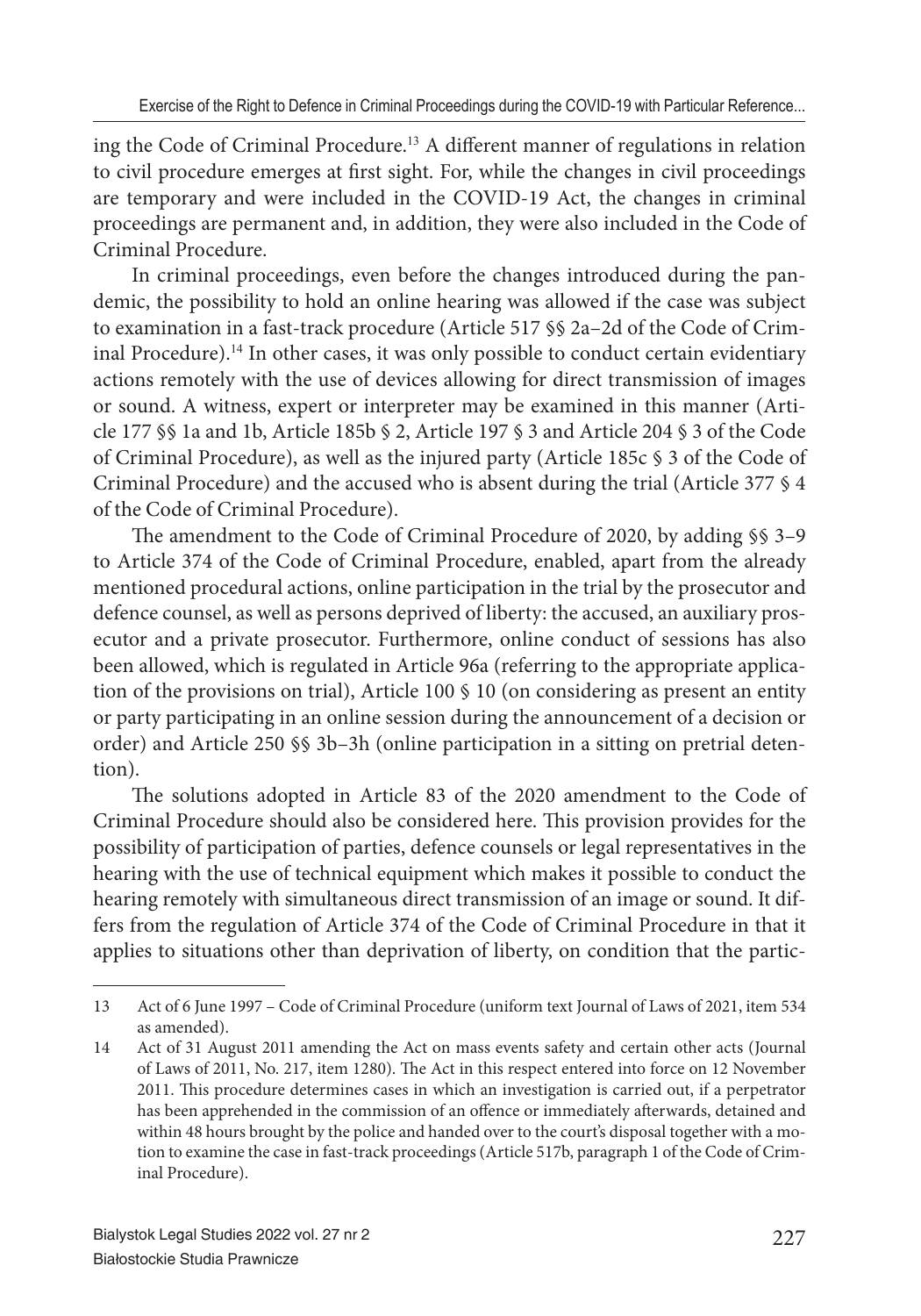ing the Code of Criminal Procedure.[13] A different manner of regulations in relation to civil procedure emerges at first sight. For, while the changes in civil proceedings are temporary and were included in the COVID-19 Act, the changes in criminal proceedings are permanent and, in addition, they were also included in the Code of Criminal Procedure.

In criminal proceedings, even before the changes introduced during the pandemic, the possibility to hold an online hearing was allowed if the case was subject to examination in a fast-track procedure (Article 517 §§ 2a–2d of the Code of Criminal Procedure).[14] In other cases, it was only possible to conduct certain evidentiary actions remotely with the use of devices allowing for direct transmission of images or sound. A witness, expert or interpreter may be examined in this manner (Article 177 §§ 1a and 1b, Article 185b § 2, Article 197 § 3 and Article 204 § 3 of the Code of Criminal Procedure), as well as the injured party (Article 185c § 3 of the Code of Criminal Procedure) and the accused who is absent during the trial (Article 377 § 4 of the Code of Criminal Procedure).

The amendment to the Code of Criminal Procedure of 2020, by adding §§ 3–9 to Article 374 of the Code of Criminal Procedure, enabled, apart from the already mentioned procedural actions, online participation in the trial by the prosecutor and defence counsel, as well as persons deprived of liberty: the accused, an auxiliary prosecutor and a private prosecutor. Furthermore, online conduct of sessions has also been allowed, which is regulated in Article 96a (referring to the appropriate application of the provisions on trial), Article 100 § 10 (on considering as present an entity or party participating in an online session during the announcement of a decision or order) and Article 250 §§ 3b–3h (online participation in a sitting on pretrial detention).

The solutions adopted in Article 83 of the 2020 amendment to the Code of Criminal Procedure should also be considered here. This provision provides for the possibility of participation of parties, defence counsels or legal representatives in the hearing with the use of technical equipment which makes it possible to conduct the hearing remotely with simultaneous direct transmission of an image or sound. It differs from the regulation of Article 374 of the Code of Criminal Procedure in that it applies to situations other than deprivation of liberty, on condition that the partic-

---

13 Act of 6 June 1997 – Code of Criminal Procedure (uniform text Journal of Laws of 2021, item 534 as amended).

14 Act of 31 August 2011 amending the Act on mass events safety and certain other acts (Journal of Laws of 2011, No. 217, item 1280). The Act in this respect entered into force on 12 November 2011. This procedure determines cases in which an investigation is carried out, if a perpetrator has been apprehended in the commission of an offence or immediately afterwards, detained and within 48 hours brought by the police and handed over to the court's disposal together with a motion to examine the case in fast-track proceedings (Article 517b, paragraph 1 of the Code of Criminal Procedure).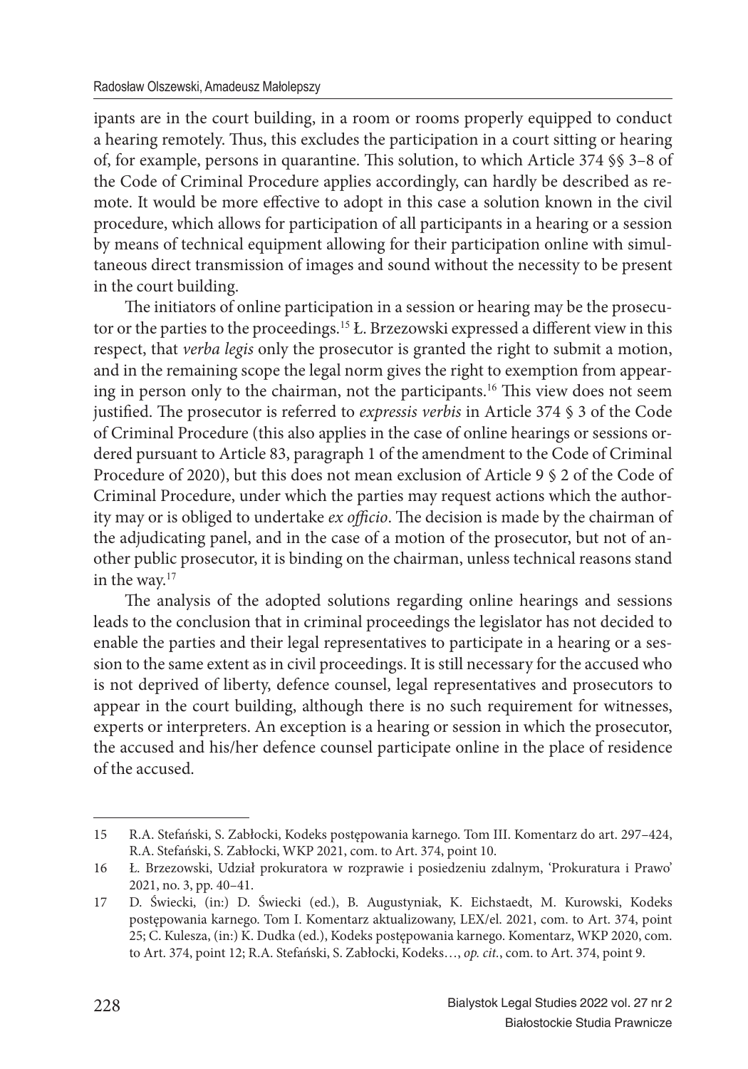ipants are in the court building, in a room or rooms properly equipped to conduct a hearing remotely. Thus, this excludes the participation in a court sitting or hearing of, for example, persons in quarantine. This solution, to which Article 374 §§ 3–8 of the Code of Criminal Procedure applies accordingly, can hardly be described as remote. It would be more effective to adopt in this case a solution known in the civil procedure, which allows for participation of all participants in a hearing or a session by means of technical equipment allowing for their participation online with simultaneous direct transmission of images and sound without the necessity to be present in the court building.

The initiators of online participation in a session or hearing may be the prosecutor or the parties to the proceedings.[15] Ł. Brzezowski expressed a different view in this respect, that *verba legis* only the prosecutor is granted the right to submit a motion, and in the remaining scope the legal norm gives the right to exemption from appearing in person only to the chairman, not the participants.[16] This view does not seem justified. The prosecutor is referred to *expressis verbis* in Article 374 § 3 of the Code of Criminal Procedure (this also applies in the case of online hearings or sessions ordered pursuant to Article 83, paragraph 1 of the amendment to the Code of Criminal Procedure of 2020), but this does not mean exclusion of Article 9 § 2 of the Code of Criminal Procedure, under which the parties may request actions which the authority may or is obliged to undertake *ex officio*. The decision is made by the chairman of the adjudicating panel, and in the case of a motion of the prosecutor, but not of another public prosecutor, it is binding on the chairman, unless technical reasons stand in the way.[17]

The analysis of the adopted solutions regarding online hearings and sessions leads to the conclusion that in criminal proceedings the legislator has not decided to enable the parties and their legal representatives to participate in a hearing or a session to the same extent as in civil proceedings. It is still necessary for the accused who is not deprived of liberty, defence counsel, legal representatives and prosecutors to appear in the court building, although there is no such requirement for witnesses, experts or interpreters. An exception is a hearing or session in which the prosecutor, the accused and his/her defence counsel participate online in the place of residence of the accused.

---

15 R.A. Stefański, S. Zabłocki, Kodeks postępowania karnego. Tom III. Komentarz do art. 297–424, R.A. Stefański, S. Zabłocki, WKP 2021, com. to Art. 374, point 10.

16 Ł. Brzezowski, Udział prokuratora w rozprawie i posiedzeniu zdalnym, 'Prokuratura i Prawo' 2021, no. 3, pp. 40–41.

17 D. Świecki, (in:) D. Świecki (ed.), B. Augustyniak, K. Eichstaedt, M. Kurowski, Kodeks postępowania karnego. Tom I. Komentarz aktualizowany, LEX/el. 2021, com. to Art. 374, point 25; C. Kulesza, (in:) K. Dudka (ed.), Kodeks postępowania karnego. Komentarz, WKP 2020, com. to Art. 374, point 12; R.A. Stefański, S. Zabłocki, Kodeks…, *op. cit.*, com. to Art. 374, point 9.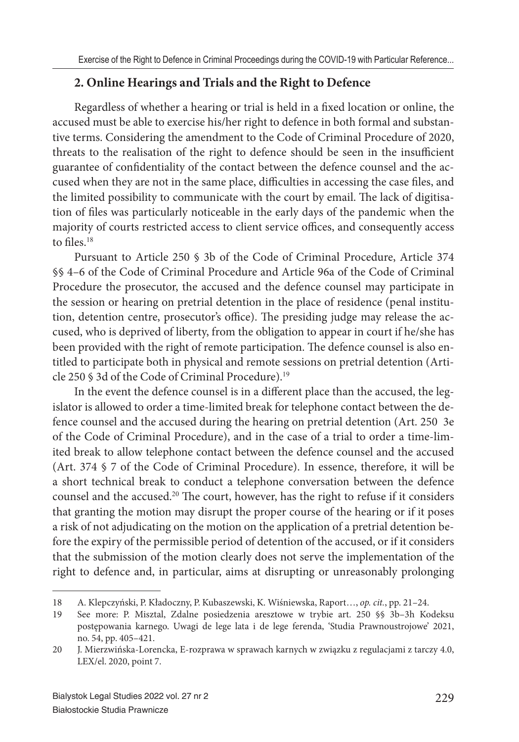## 2. Online Hearings and Trials and the Right to Defence

Regardless of whether a hearing or trial is held in a fixed location or online, the accused must be able to exercise his/her right to defence in both formal and substantive terms. Considering the amendment to the Code of Criminal Procedure of 2020, threats to the realisation of the right to defence should be seen in the insufficient guarantee of confidentiality of the contact between the defence counsel and the accused when they are not in the same place, difficulties in accessing the case files, and the limited possibility to communicate with the court by email. The lack of digitisation of files was particularly noticeable in the early days of the pandemic when the majority of courts restricted access to client service offices, and consequently access to files.[18]

Pursuant to Article 250 § 3b of the Code of Criminal Procedure, Article 374 §§ 4–6 of the Code of Criminal Procedure and Article 96a of the Code of Criminal Procedure the prosecutor, the accused and the defence counsel may participate in the session or hearing on pretrial detention in the place of residence (penal institution, detention centre, prosecutor's office). The presiding judge may release the accused, who is deprived of liberty, from the obligation to appear in court if he/she has been provided with the right of remote participation. The defence counsel is also entitled to participate both in physical and remote sessions on pretrial detention (Article 250 § 3d of the Code of Criminal Procedure).[19]

In the event the defence counsel is in a different place than the accused, the legislator is allowed to order a time-limited break for telephone contact between the defence counsel and the accused during the hearing on pretrial detention (Art. 250 3e of the Code of Criminal Procedure), and in the case of a trial to order a time-limited break to allow telephone contact between the defence counsel and the accused (Art. 374 § 7 of the Code of Criminal Procedure). In essence, therefore, it will be a short technical break to conduct a telephone conversation between the defence counsel and the accused.[20] The court, however, has the right to refuse if it considers that granting the motion may disrupt the proper course of the hearing or if it poses a risk of not adjudicating on the motion on the application of a pretrial detention before the expiry of the permissible period of detention of the accused, or if it considers that the submission of the motion clearly does not serve the implementation of the right to defence and, in particular, aims at disrupting or unreasonably prolonging

---

18 A. Klepczyński, P. Kładoczny, P. Kubaszewski, K. Wiśniewska, Raport…, *op. cit.*, pp. 21–24.

19 See more: P. Misztal, Zdalne posiedzenia aresztowe w trybie art. 250 §§ 3b–3h Kodeksu postępowania karnego. Uwagi de lege lata i de lege ferenda, 'Studia Prawnoustrojowe' 2021, no. 54, pp. 405–421.

20 J. Mierzwińska-Lorencka, E-rozprawa w sprawach karnych w związku z regulacjami z tarczy 4.0, LEX/el. 2020, point 7.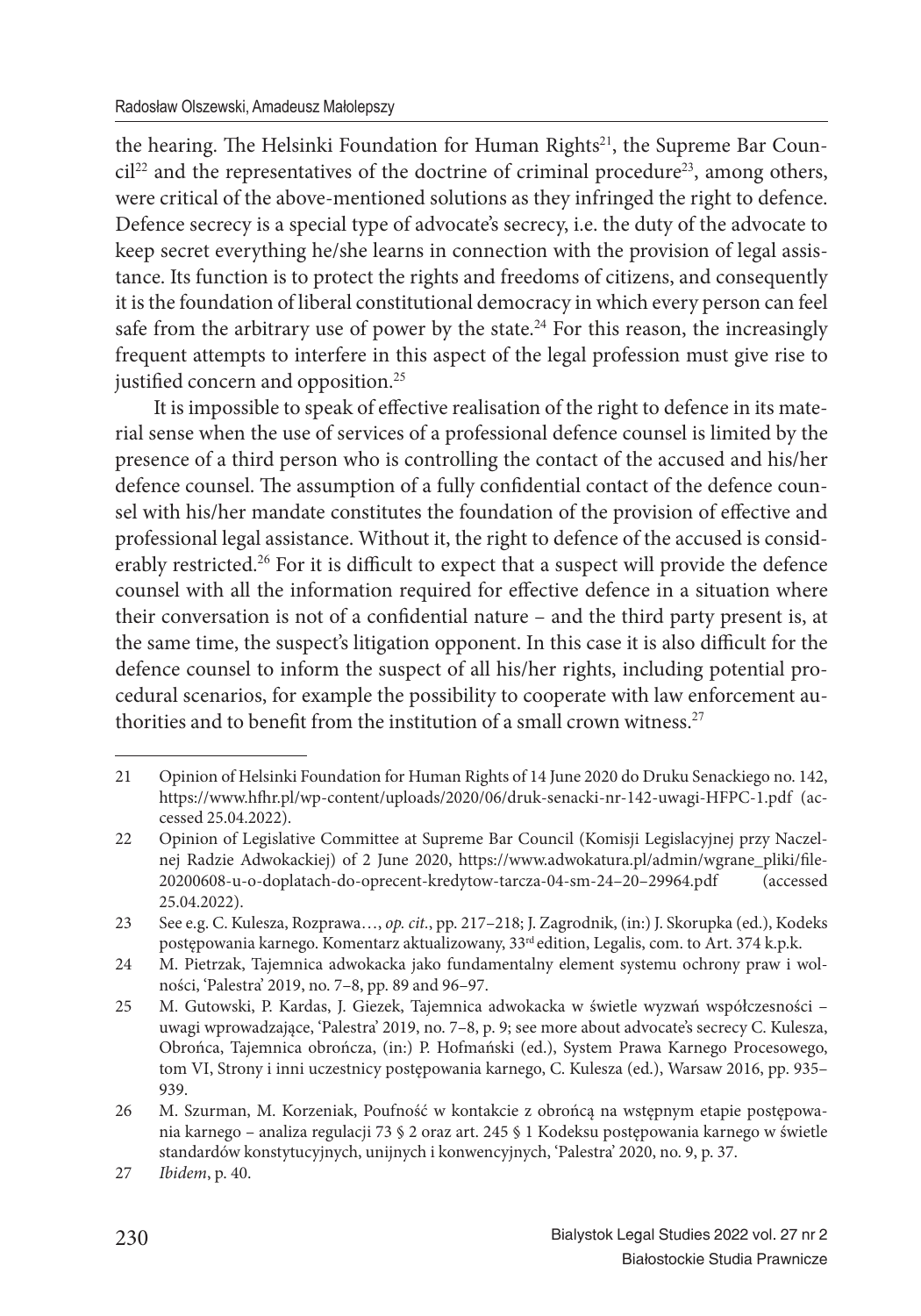the hearing. The Helsinki Foundation for Human Rights[21], the Supreme Bar Council[22] and the representatives of the doctrine of criminal procedure[23], among others, were critical of the above-mentioned solutions as they infringed the right to defence. Defence secrecy is a special type of advocate's secrecy, i.e. the duty of the advocate to keep secret everything he/she learns in connection with the provision of legal assistance. Its function is to protect the rights and freedoms of citizens, and consequently it is the foundation of liberal constitutional democracy in which every person can feel safe from the arbitrary use of power by the state.[24] For this reason, the increasingly frequent attempts to interfere in this aspect of the legal profession must give rise to justified concern and opposition.[25]

It is impossible to speak of effective realisation of the right to defence in its material sense when the use of services of a professional defence counsel is limited by the presence of a third person who is controlling the contact of the accused and his/her defence counsel. The assumption of a fully confidential contact of the defence counsel with his/her mandate constitutes the foundation of the provision of effective and professional legal assistance. Without it, the right to defence of the accused is considerably restricted.[26] For it is difficult to expect that a suspect will provide the defence counsel with all the information required for effective defence in a situation where their conversation is not of a confidential nature – and the third party present is, at the same time, the suspect's litigation opponent. In this case it is also difficult for the defence counsel to inform the suspect of all his/her rights, including potential procedural scenarios, for example the possibility to cooperate with law enforcement authorities and to benefit from the institution of a small crown witness.[27]

---

21 Opinion of Helsinki Foundation for Human Rights of 14 June 2020 do Druku Senackiego no. 142, https://www.hfhr.pl/wp-content/uploads/2020/06/druk-senacki-nr-142-uwagi-HFPC-1.pdf (accessed 25.04.2022).

22 Opinion of Legislative Committee at Supreme Bar Council (Komisji Legislacyjnej przy Naczelnej Radzie Adwokackiej) of 2 June 2020, https://www.adwokatura.pl/admin/wgrane_pliki/file-20200608-u-o-doplatach-do-oprecent-kredytow-tarcza-04-sm-24–20–29964.pdf (accessed 25.04.2022).

23 See e.g. C. Kulesza, Rozprawa…, *op. cit.*, pp. 217–218; J. Zagrodnik, (in:) J. Skorupka (ed.), Kodeks postępowania karnego. Komentarz aktualizowany, 33rd edition, Legalis, com. to Art. 374 k.p.k.

24 M. Pietrzak, Tajemnica adwokacka jako fundamentalny element systemu ochrony praw i wolności, 'Palestra' 2019, no. 7–8, pp. 89 and 96–97.

25 M. Gutowski, P. Kardas, J. Giezek, Tajemnica adwokacka w świetle wyzwań współczesności – uwagi wprowadzające, 'Palestra' 2019, no. 7–8, p. 9; see more about advocate's secrecy C. Kulesza, Obrońca, Tajemnica obrończa, (in:) P. Hofmański (ed.), System Prawa Karnego Procesowego, tom VI, Strony i inni uczestnicy postępowania karnego, C. Kulesza (ed.), Warsaw 2016, pp. 935–939.

26 M. Szurman, M. Korzeniak, Poufność w kontakcie z obrońcą na wstępnym etapie postępowania karnego – analiza regulacji 73 § 2 oraz art. 245 § 1 Kodeksu postępowania karnego w świetle standardów konstytucyjnych, unijnych i konwencyjnych, 'Palestra' 2020, no. 9, p. 37.

27 *Ibidem*, p. 40.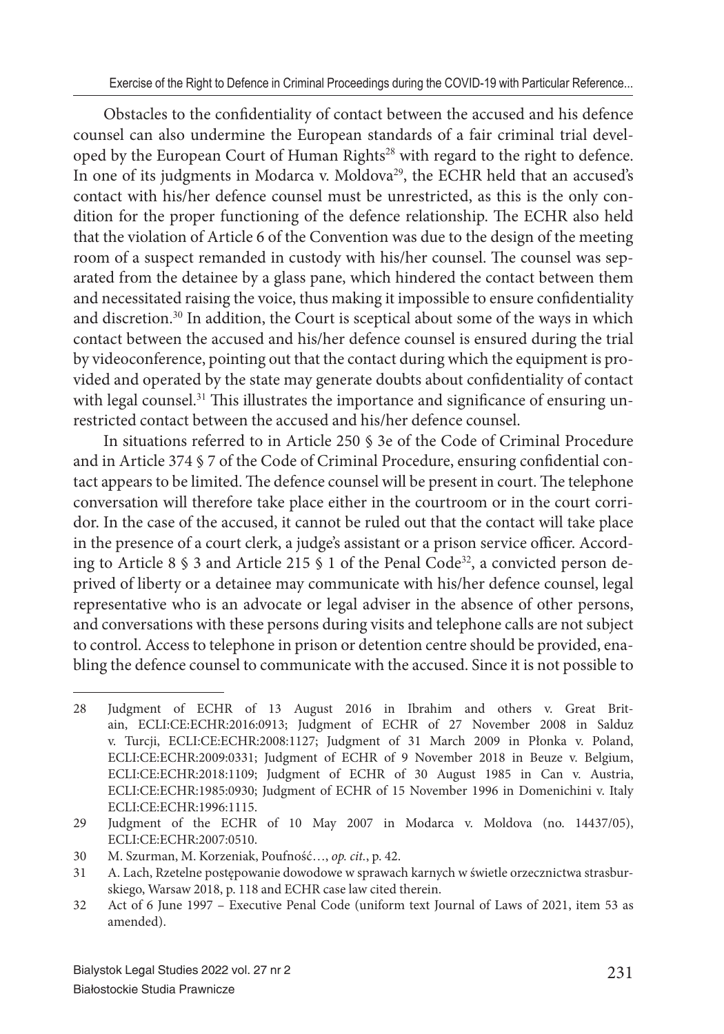Obstacles to the confidentiality of contact between the accused and his defence counsel can also undermine the European standards of a fair criminal trial developed by the European Court of Human Rights[28] with regard to the right to defence. In one of its judgments in Modarca v. Moldova[29], the ECHR held that an accused's contact with his/her defence counsel must be unrestricted, as this is the only condition for the proper functioning of the defence relationship. The ECHR also held that the violation of Article 6 of the Convention was due to the design of the meeting room of a suspect remanded in custody with his/her counsel. The counsel was separated from the detainee by a glass pane, which hindered the contact between them and necessitated raising the voice, thus making it impossible to ensure confidentiality and discretion.[30] In addition, the Court is sceptical about some of the ways in which contact between the accused and his/her defence counsel is ensured during the trial by videoconference, pointing out that the contact during which the equipment is provided and operated by the state may generate doubts about confidentiality of contact with legal counsel.[31] This illustrates the importance and significance of ensuring unrestricted contact between the accused and his/her defence counsel.

In situations referred to in Article 250 § 3e of the Code of Criminal Procedure and in Article 374 § 7 of the Code of Criminal Procedure, ensuring confidential contact appears to be limited. The defence counsel will be present in court. The telephone conversation will therefore take place either in the courtroom or in the court corridor. In the case of the accused, it cannot be ruled out that the contact will take place in the presence of a court clerk, a judge's assistant or a prison service officer. According to Article 8 § 3 and Article 215 § 1 of the Penal Code[32], a convicted person deprived of liberty or a detainee may communicate with his/her defence counsel, legal representative who is an advocate or legal adviser in the absence of other persons, and conversations with these persons during visits and telephone calls are not subject to control. Access to telephone in prison or detention centre should be provided, enabling the defence counsel to communicate with the accused. Since it is not possible to

---

28 Judgment of ECHR of 13 August 2016 in Ibrahim and others v. Great Britain, ECLI:CE:ECHR:2016:0913; Judgment of ECHR of 27 November 2008 in Salduz v. Turcji, ECLI:CE:ECHR:2008:1127; Judgment of 31 March 2009 in Płonka v. Poland, ECLI:CE:ECHR:2009:0331; Judgment of ECHR of 9 November 2018 in Beuze v. Belgium, ECLI:CE:ECHR:2018:1109; Judgment of ECHR of 30 August 1985 in Can v. Austria, ECLI:CE:ECHR:1985:0930; Judgment of ECHR of 15 November 1996 in Domenichini v. Italy ECLI:CE:ECHR:1996:1115.

29 Judgment of the ECHR of 10 May 2007 in Modarca v. Moldova (no. 14437/05), ECLI:CE:ECHR:2007:0510.

30 M. Szurman, M. Korzeniak, Poufność…, *op. cit.*, p. 42.

31 A. Lach, Rzetelne postępowanie dowodowe w sprawach karnych w świetle orzecznictwa strasburskiego, Warsaw 2018, p. 118 and ECHR case law cited therein.

32 Act of 6 June 1997 – Executive Penal Code (uniform text Journal of Laws of 2021, item 53 as amended).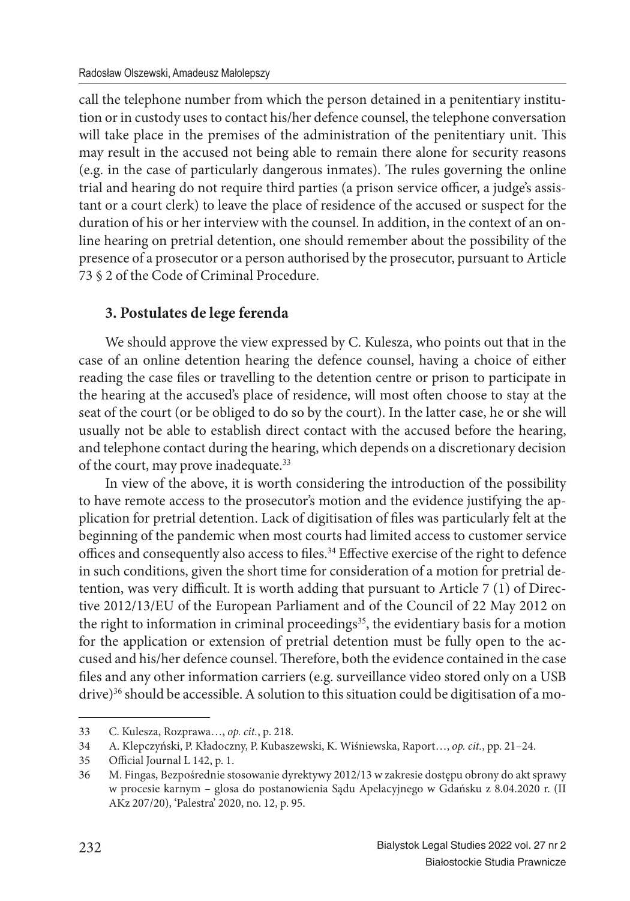call the telephone number from which the person detained in a penitentiary institution or in custody uses to contact his/her defence counsel, the telephone conversation will take place in the premises of the administration of the penitentiary unit. This may result in the accused not being able to remain there alone for security reasons (e.g. in the case of particularly dangerous inmates). The rules governing the online trial and hearing do not require third parties (a prison service officer, a judge's assistant or a court clerk) to leave the place of residence of the accused or suspect for the duration of his or her interview with the counsel. In addition, in the context of an online hearing on pretrial detention, one should remember about the possibility of the presence of a prosecutor or a person authorised by the prosecutor, pursuant to Article 73 § 2 of the Code of Criminal Procedure.

## 3. Postulates de lege ferenda

We should approve the view expressed by C. Kulesza, who points out that in the case of an online detention hearing the defence counsel, having a choice of either reading the case files or travelling to the detention centre or prison to participate in the hearing at the accused's place of residence, will most often choose to stay at the seat of the court (or be obliged to do so by the court). In the latter case, he or she will usually not be able to establish direct contact with the accused before the hearing, and telephone contact during the hearing, which depends on a discretionary decision of the court, may prove inadequate.[33]

In view of the above, it is worth considering the introduction of the possibility to have remote access to the prosecutor's motion and the evidence justifying the application for pretrial detention. Lack of digitisation of files was particularly felt at the beginning of the pandemic when most courts had limited access to customer service offices and consequently also access to files.[34] Effective exercise of the right to defence in such conditions, given the short time for consideration of a motion for pretrial detention, was very difficult. It is worth adding that pursuant to Article 7 (1) of Directive 2012/13/EU of the European Parliament and of the Council of 22 May 2012 on the right to information in criminal proceedings[35], the evidentiary basis for a motion for the application or extension of pretrial detention must be fully open to the accused and his/her defence counsel. Therefore, both the evidence contained in the case files and any other information carriers (e.g. surveillance video stored only on a USB drive)[36] should be accessible. A solution to this situation could be digitisation of a mo-

---

33 C. Kulesza, Rozprawa…, *op. cit.*, p. 218.

34 A. Klepczyński, P. Kładoczny, P. Kubaszewski, K. Wiśniewska, Raport…, *op. cit.*, pp. 21–24.

35 Official Journal L 142, p. 1.

36 M. Fingas, Bezpośrednie stosowanie dyrektywy 2012/13 w zakresie dostępu obrony do akt sprawy w procesie karnym – glosa do postanowienia Sądu Apelacyjnego w Gdańsku z 8.04.2020 r. (II AKz 207/20), 'Palestra' 2020, no. 12, p. 95.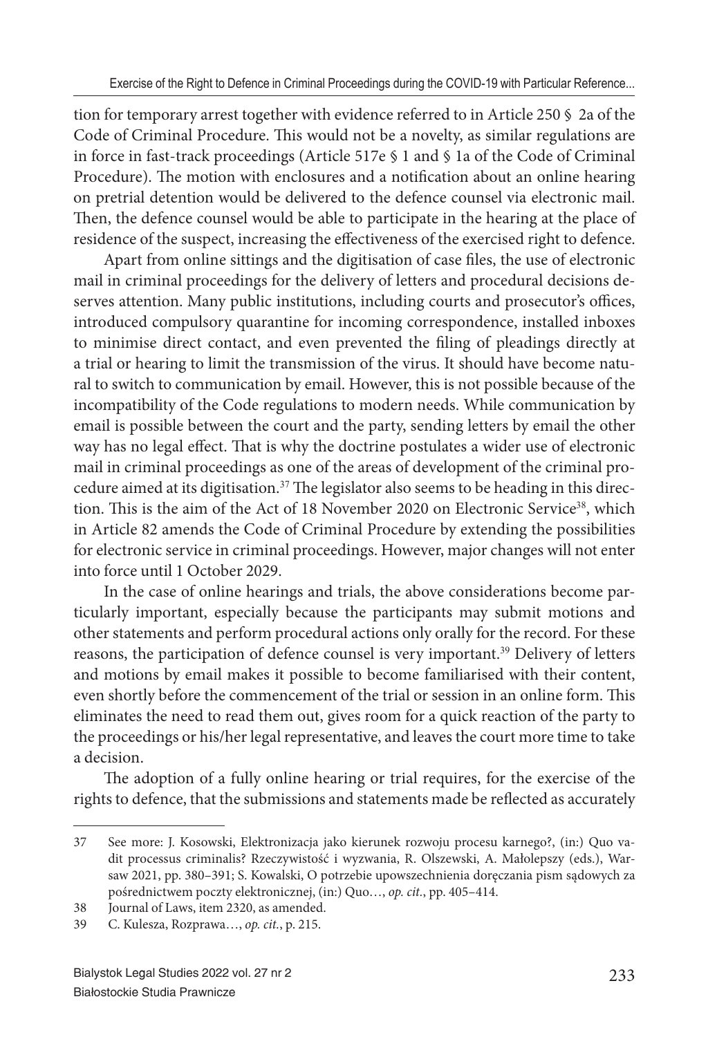tion for temporary arrest together with evidence referred to in Article 250 § 2a of the Code of Criminal Procedure. This would not be a novelty, as similar regulations are in force in fast-track proceedings (Article 517e § 1 and § 1a of the Code of Criminal Procedure). The motion with enclosures and a notification about an online hearing on pretrial detention would be delivered to the defence counsel via electronic mail. Then, the defence counsel would be able to participate in the hearing at the place of residence of the suspect, increasing the effectiveness of the exercised right to defence.

Apart from online sittings and the digitisation of case files, the use of electronic mail in criminal proceedings for the delivery of letters and procedural decisions deserves attention. Many public institutions, including courts and prosecutor's offices, introduced compulsory quarantine for incoming correspondence, installed inboxes to minimise direct contact, and even prevented the filing of pleadings directly at a trial or hearing to limit the transmission of the virus. It should have become natural to switch to communication by email. However, this is not possible because of the incompatibility of the Code regulations to modern needs. While communication by email is possible between the court and the party, sending letters by email the other way has no legal effect. That is why the doctrine postulates a wider use of electronic mail in criminal proceedings as one of the areas of development of the criminal procedure aimed at its digitisation.[37] The legislator also seems to be heading in this direction. This is the aim of the Act of 18 November 2020 on Electronic Service[38], which in Article 82 amends the Code of Criminal Procedure by extending the possibilities for electronic service in criminal proceedings. However, major changes will not enter into force until 1 October 2029.

In the case of online hearings and trials, the above considerations become particularly important, especially because the participants may submit motions and other statements and perform procedural actions only orally for the record. For these reasons, the participation of defence counsel is very important.[39] Delivery of letters and motions by email makes it possible to become familiarised with their content, even shortly before the commencement of the trial or session in an online form. This eliminates the need to read them out, gives room for a quick reaction of the party to the proceedings or his/her legal representative, and leaves the court more time to take a decision.

The adoption of a fully online hearing or trial requires, for the exercise of the rights to defence, that the submissions and statements made be reflected as accurately

---

37 See more: J. Kosowski, Elektronizacja jako kierunek rozwoju procesu karnego?, (in:) Quo vadit processus criminalis? Rzeczywistość i wyzwania, R. Olszewski, A. Małolepszy (eds.), Warsaw 2021, pp. 380–391; S. Kowalski, O potrzebie upowszechnienia doręczania pism sądowych za pośrednictwem poczty elektronicznej, (in:) Quo…, *op. cit.*, pp. 405–414.

38 Journal of Laws, item 2320, as amended.

39 C. Kulesza, Rozprawa…, *op. cit.*, p. 215.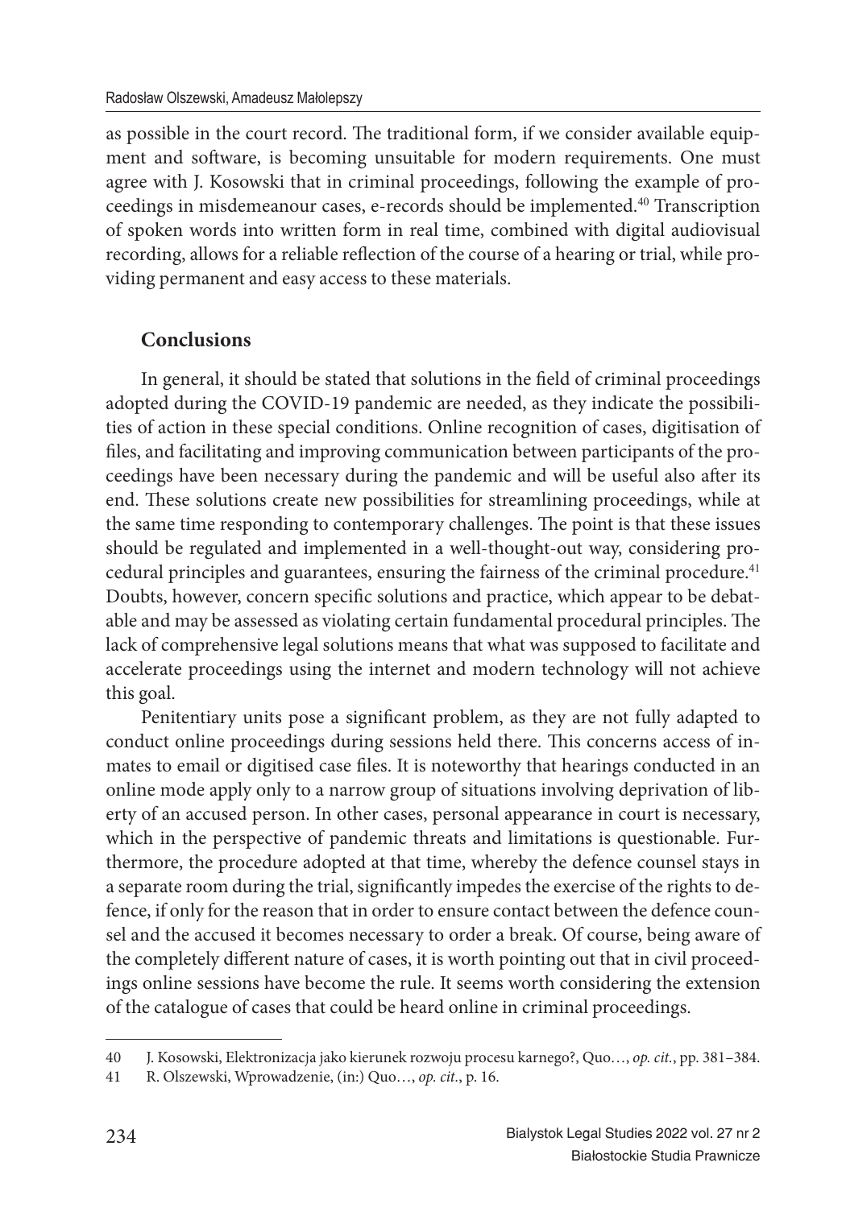as possible in the court record. The traditional form, if we consider available equipment and software, is becoming unsuitable for modern requirements. One must agree with J. Kosowski that in criminal proceedings, following the example of proceedings in misdemeanour cases, e-records should be implemented.[40] Transcription of spoken words into written form in real time, combined with digital audiovisual recording, allows for a reliable reflection of the course of a hearing or trial, while providing permanent and easy access to these materials.

## Conclusions

In general, it should be stated that solutions in the field of criminal proceedings adopted during the COVID-19 pandemic are needed, as they indicate the possibilities of action in these special conditions. Online recognition of cases, digitisation of files, and facilitating and improving communication between participants of the proceedings have been necessary during the pandemic and will be useful also after its end. These solutions create new possibilities for streamlining proceedings, while at the same time responding to contemporary challenges. The point is that these issues should be regulated and implemented in a well-thought-out way, considering procedural principles and guarantees, ensuring the fairness of the criminal procedure.[41] Doubts, however, concern specific solutions and practice, which appear to be debatable and may be assessed as violating certain fundamental procedural principles. The lack of comprehensive legal solutions means that what was supposed to facilitate and accelerate proceedings using the internet and modern technology will not achieve this goal.

Penitentiary units pose a significant problem, as they are not fully adapted to conduct online proceedings during sessions held there. This concerns access of inmates to email or digitised case files. It is noteworthy that hearings conducted in an online mode apply only to a narrow group of situations involving deprivation of liberty of an accused person. In other cases, personal appearance in court is necessary, which in the perspective of pandemic threats and limitations is questionable. Furthermore, the procedure adopted at that time, whereby the defence counsel stays in a separate room during the trial, significantly impedes the exercise of the rights to defence, if only for the reason that in order to ensure contact between the defence counsel and the accused it becomes necessary to order a break. Of course, being aware of the completely different nature of cases, it is worth pointing out that in civil proceedings online sessions have become the rule. It seems worth considering the extension of the catalogue of cases that could be heard online in criminal proceedings.

---

40 J. Kosowski, Elektronizacja jako kierunek rozwoju procesu karnego?, Quo…, *op. cit.*, pp. 381–384.

41 R. Olszewski, Wprowadzenie, (in:) Quo…, *op. cit.*, p. 16.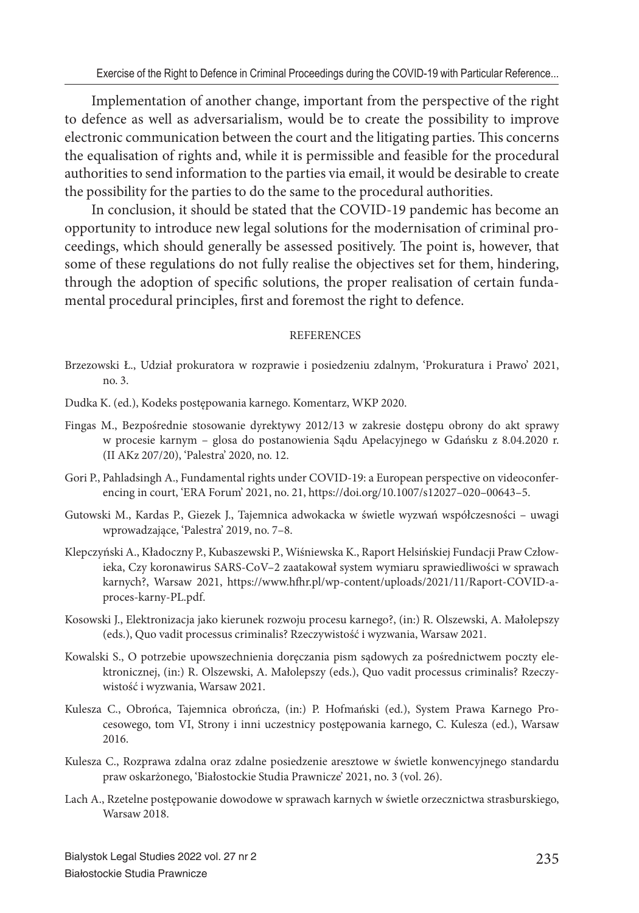Implementation of another change, important from the perspective of the right to defence as well as adversarialism, would be to create the possibility to improve electronic communication between the court and the litigating parties. This concerns the equalisation of rights and, while it is permissible and feasible for the procedural authorities to send information to the parties via email, it would be desirable to create the possibility for the parties to do the same to the procedural authorities.

In conclusion, it should be stated that the COVID-19 pandemic has become an opportunity to introduce new legal solutions for the modernisation of criminal proceedings, which should generally be assessed positively. The point is, however, that some of these regulations do not fully realise the objectives set for them, hindering, through the adoption of specific solutions, the proper realisation of certain fundamental procedural principles, first and foremost the right to defence.

## REFERENCES

Brzezowski Ł., Udział prokuratora w rozprawie i posiedzeniu zdalnym, 'Prokuratura i Prawo' 2021, no. 3.

Dudka K. (ed.), Kodeks postępowania karnego. Komentarz, WKP 2020.

Fingas M., Bezpośrednie stosowanie dyrektywy 2012/13 w zakresie dostępu obrony do akt sprawy w procesie karnym – glosa do postanowienia Sądu Apelacyjnego w Gdańsku z 8.04.2020 r. (II AKz 207/20), 'Palestra' 2020, no. 12.

Gori P., Pahladsingh A., Fundamental rights under COVID-19: a European perspective on videoconferencing in court, 'ERA Forum' 2021, no. 21, https://doi.org/10.1007/s12027–020–00643–5.

Gutowski M., Kardas P., Giezek J., Tajemnica adwokacka w świetle wyzwań współczesności – uwagi wprowadzające, 'Palestra' 2019, no. 7–8.

Klepczyński A., Kładoczny P., Kubaszewski P., Wiśniewska K., Raport Helsińskiej Fundacji Praw Człowieka, Czy koronawirus SARS-CoV–2 zaatakował system wymiaru sprawiedliwości w sprawach karnych?, Warsaw 2021, https://www.hfhr.pl/wp-content/uploads/2021/11/Raport-COVID-a-proces-karny-PL.pdf.

Kosowski J., Elektronizacja jako kierunek rozwoju procesu karnego?, (in:) R. Olszewski, A. Małolepszy (eds.), Quo vadit processus criminalis? Rzeczywistość i wyzwania, Warsaw 2021.

Kowalski S., O potrzebie upowszechnienia doręczania pism sądowych za pośrednictwem poczty elektronicznej, (in:) R. Olszewski, A. Małolepszy (eds.), Quo vadit processus criminalis? Rzeczywistość i wyzwania, Warsaw 2021.

Kulesza C., Obrońca, Tajemnica obrończa, (in:) P. Hofmański (ed.), System Prawa Karnego Procesowego, tom VI, Strony i inni uczestnicy postępowania karnego, C. Kulesza (ed.), Warsaw 2016.

Kulesza C., Rozprawa zdalna oraz zdalne posiedzenie aresztowe w świetle konwencyjnego standardu praw oskarżonego, 'Białostockie Studia Prawnicze' 2021, no. 3 (vol. 26).

Lach A., Rzetelne postępowanie dowodowe w sprawach karnych w świetle orzecznictwa strasburskiego, Warsaw 2018.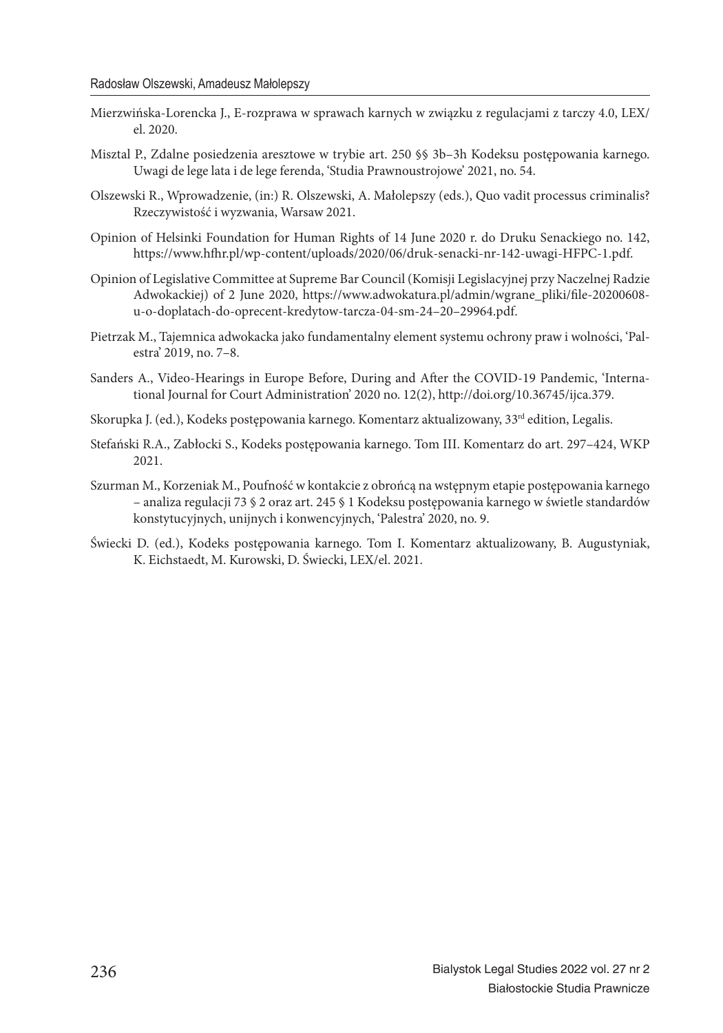Mierzwińska-Lorencka J., E-rozprawa w sprawach karnych w związku z regulacjami z tarczy 4.0, LEX/el. 2020.

Misztal P., Zdalne posiedzenia aresztowe w trybie art. 250 §§ 3b–3h Kodeksu postępowania karnego. Uwagi de lege lata i de lege ferenda, 'Studia Prawnoustrojowe' 2021, no. 54.

Olszewski R., Wprowadzenie, (in:) R. Olszewski, A. Małolepszy (eds.), Quo vadit processus criminalis? Rzeczywistość i wyzwania, Warsaw 2021.

Opinion of Helsinki Foundation for Human Rights of 14 June 2020 r. do Druku Senackiego no. 142, https://www.hfhr.pl/wp-content/uploads/2020/06/druk-senacki-nr-142-uwagi-HFPC-1.pdf.

Opinion of Legislative Committee at Supreme Bar Council (Komisji Legislacyjnej przy Naczelnej Radzie Adwokackiej) of 2 June 2020, https://www.adwokatura.pl/admin/wgrane_pliki/file-20200608-u-o-doplatach-do-oprecent-kredytow-tarcza-04-sm-24–20–29964.pdf.

Pietrzak M., Tajemnica adwokacka jako fundamentalny element systemu ochrony praw i wolności, 'Palestra' 2019, no. 7–8.

Sanders A., Video-Hearings in Europe Before, During and After the COVID-19 Pandemic, 'International Journal for Court Administration' 2020 no. 12(2), http://doi.org/10.36745/ijca.379.

Skorupka J. (ed.), Kodeks postępowania karnego. Komentarz aktualizowany, 33rd edition, Legalis.

Stefański R.A., Zabłocki S., Kodeks postępowania karnego. Tom III. Komentarz do art. 297–424, WKP 2021.

Szurman M., Korzeniak M., Poufność w kontakcie z obrońcą na wstępnym etapie postępowania karnego – analiza regulacji 73 § 2 oraz art. 245 § 1 Kodeksu postępowania karnego w świetle standardów konstytucyjnych, unijnych i konwencyjnych, 'Palestra' 2020, no. 9.

Świecki D. (ed.), Kodeks postępowania karnego. Tom I. Komentarz aktualizowany, B. Augustyniak, K. Eichstaedt, M. Kurowski, D. Świecki, LEX/el. 2021.